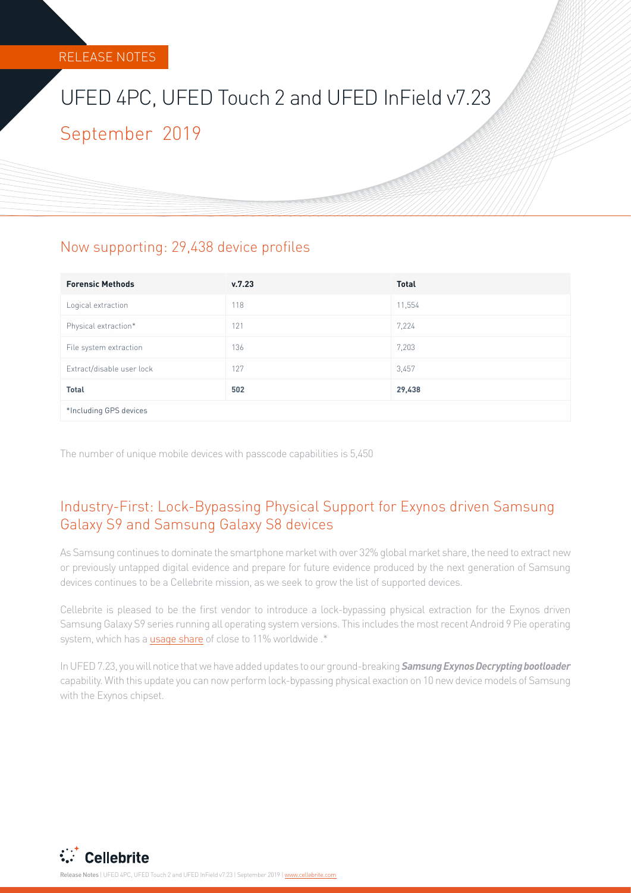RELEASE NOTES

# UFED 4PC, UFED Touch 2 and UFED InField v7.23

## September 2019

## Now supporting: 29,438 device profiles

| Forensic Methods | v.7.23 | Total |
|---|---|---|
| Logical extraction | 118 | 11,554 |
| Physical extraction* | 121 | 7,224 |
| File system extraction | 136 | 7,203 |
| Extract/disable user lock | 127 | 3,457 |
| **Total** | **502** | **29,438** |
| *Including GPS devices | | |

The number of unique mobile devices with passcode capabilities is 5,450

## Industry-First: Lock-Bypassing Physical Support for Exynos driven Samsung Galaxy S9 and Samsung Galaxy S8 devices

As Samsung continues to dominate the smartphone market with over 32% global market share, the need to extract new or previously untapped digital evidence and prepare for future evidence produced by the next generation of Samsung devices continues to be a Cellebrite mission, as we seek to grow the list of supported devices.

Cellebrite is pleased to be the first vendor to introduce a lock-bypassing physical extraction for the Exynos driven Samsung Galaxy S9 series running all operating system versions. This includes the most recent Android 9 Pie operating system, which has a usage share of close to 11% worldwide .*

In UFED 7.23, you will notice that we have added updates to our ground-breaking ***Samsung Exynos Decrypting bootloader*** capability. With this update you can now perform lock-bypassing physical exaction on 10 new device models of Samsung with the Exynos chipset.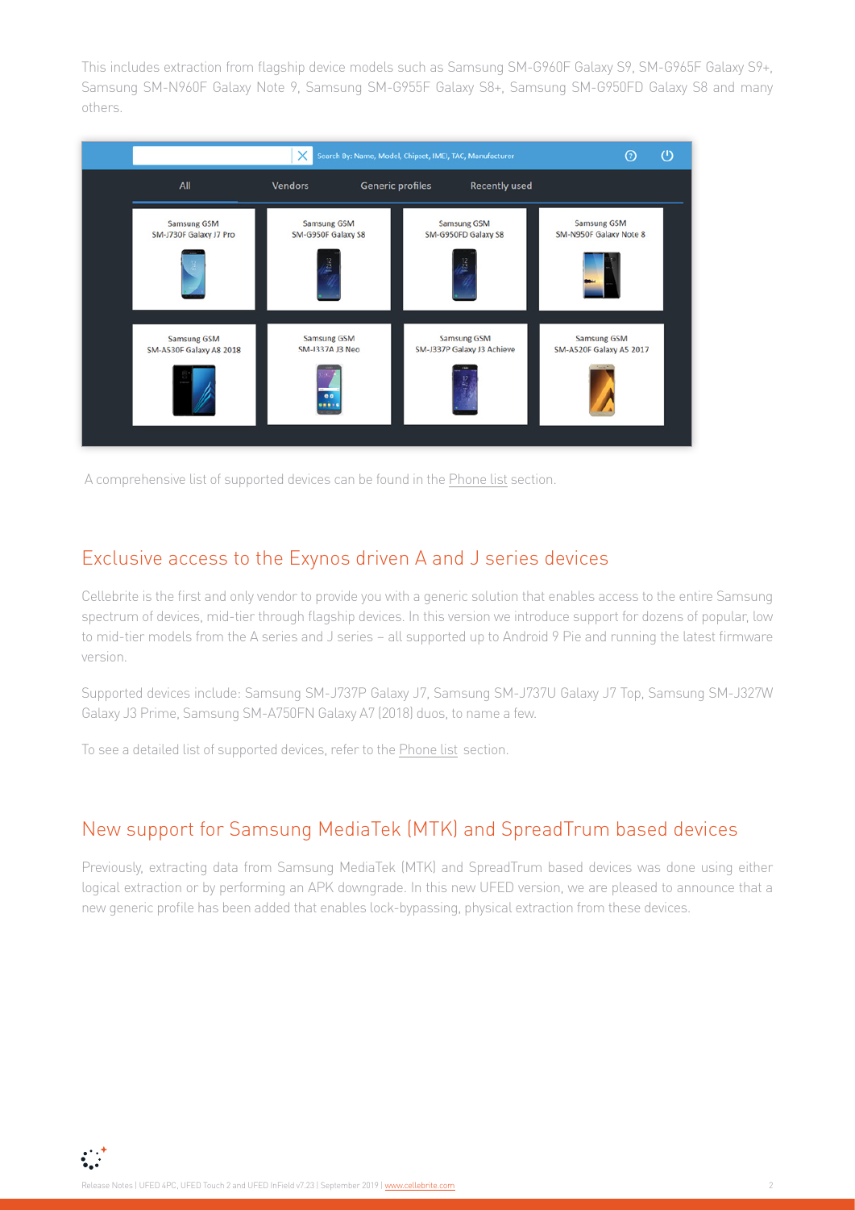This includes extraction from flagship device models such as Samsung SM-G960F Galaxy S9, SM-G965F Galaxy S9+, Samsung SM-N960F Galaxy Note 9, Samsung SM-G955F Galaxy S8+, Samsung SM-G950FD Galaxy S8 and many others.

A comprehensive list of supported devices can be found in the Phone list section.

## Exclusive access to the Exynos driven A and J series devices

Cellebrite is the first and only vendor to provide you with a generic solution that enables access to the entire Samsung spectrum of devices, mid-tier through flagship devices. In this version we introduce support for dozens of popular, low to mid-tier models from the A series and J series – all supported up to Android 9 Pie and running the latest firmware version.

Supported devices include: Samsung SM-J737P Galaxy J7, Samsung SM-J737U Galaxy J7 Top, Samsung SM-J327W Galaxy J3 Prime, Samsung SM-A750FN Galaxy A7 (2018) duos, to name a few.

To see a detailed list of supported devices, refer to the Phone list section.

## New support for Samsung MediaTek (MTK) and SpreadTrum based devices

Previously, extracting data from Samsung MediaTek (MTK) and SpreadTrum based devices was done using either logical extraction or by performing an APK downgrade. In this new UFED version, we are pleased to announce that a new generic profile has been added that enables lock-bypassing, physical extraction from these devices.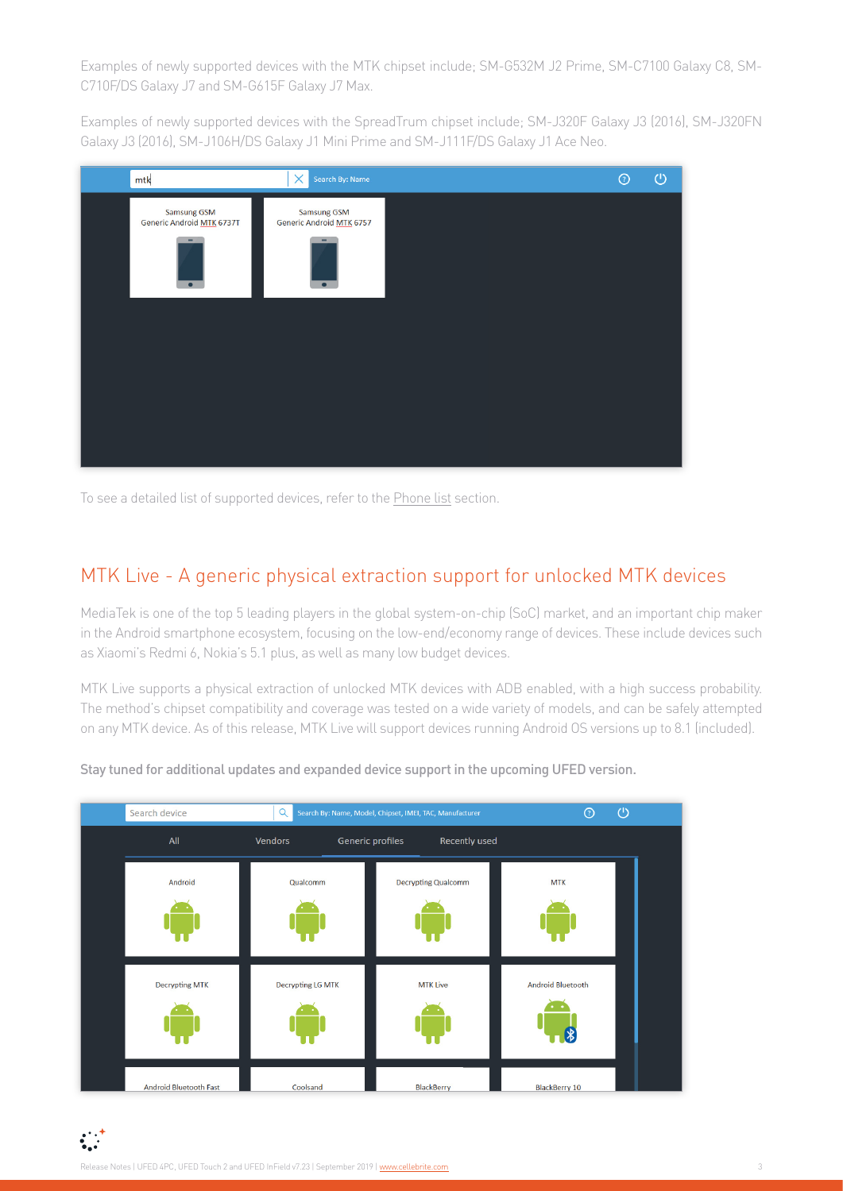Examples of newly supported devices with the MTK chipset include; SM-G532M J2 Prime, SM-C7100 Galaxy C8, SM-C710F/DS Galaxy J7 and SM-G615F Galaxy J7 Max.

Examples of newly supported devices with the SpreadTrum chipset include; SM-J320F Galaxy J3 (2016), SM-J320FN Galaxy J3 (2016), SM-J106H/DS Galaxy J1 Mini Prime and SM-J111F/DS Galaxy J1 Ace Neo.

To see a detailed list of supported devices, refer to the Phone list section.

## MTK Live - A generic physical extraction support for unlocked MTK devices

MediaTek is one of the top 5 leading players in the global system-on-chip (SoC) market, and an important chip maker in the Android smartphone ecosystem, focusing on the low-end/economy range of devices. These include devices such as Xiaomi's Redmi 6, Nokia's 5.1 plus, as well as many low budget devices.

MTK Live supports a physical extraction of unlocked MTK devices with ADB enabled, with a high success probability. The method's chipset compatibility and coverage was tested on a wide variety of models, and can be safely attempted on any MTK device. As of this release, MTK Live will support devices running Android OS versions up to 8.1 (included).

**Stay tuned for additional updates and expanded device support in the upcoming UFED version.**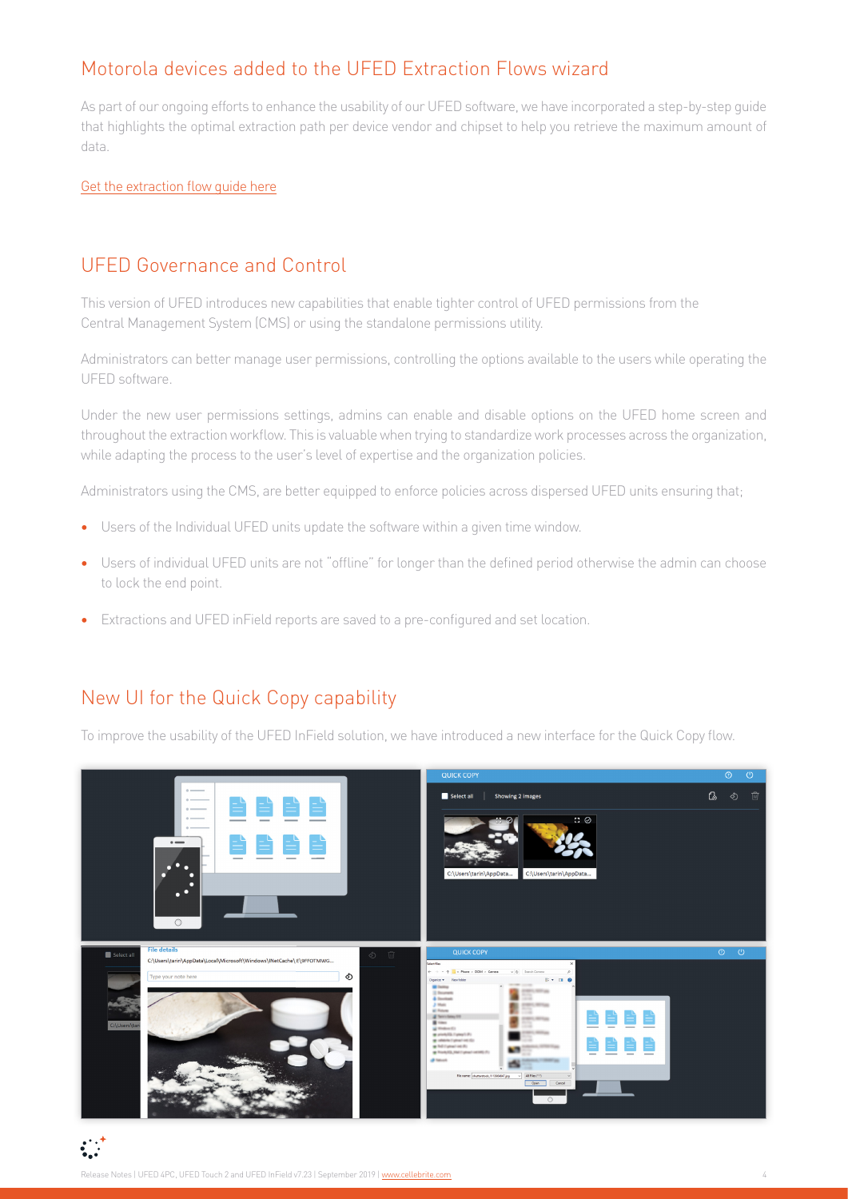## Motorola devices added to the UFED Extraction Flows wizard

As part of our ongoing efforts to enhance the usability of our UFED software, we have incorporated a step-by-step guide that highlights the optimal extraction path per device vendor and chipset to help you retrieve the maximum amount of data.

Get the extraction flow guide here

## UFED Governance and Control

This version of UFED introduces new capabilities that enable tighter control of UFED permissions from the Central Management System (CMS) or using the standalone permissions utility.

Administrators can better manage user permissions, controlling the options available to the users while operating the UFED software.

Under the new user permissions settings, admins can enable and disable options on the UFED home screen and throughout the extraction workflow. This is valuable when trying to standardize work processes across the organization, while adapting the process to the user's level of expertise and the organization policies.

Administrators using the CMS, are better equipped to enforce policies across dispersed UFED units ensuring that;

- Users of the Individual UFED units update the software within a given time window.
- Users of individual UFED units are not "offline" for longer than the defined period otherwise the admin can choose to lock the end point.
- Extractions and UFED inField reports are saved to a pre-configured and set location.

## New UI for the Quick Copy capability

To improve the usability of the UFED InField solution, we have introduced a new interface for the Quick Copy flow.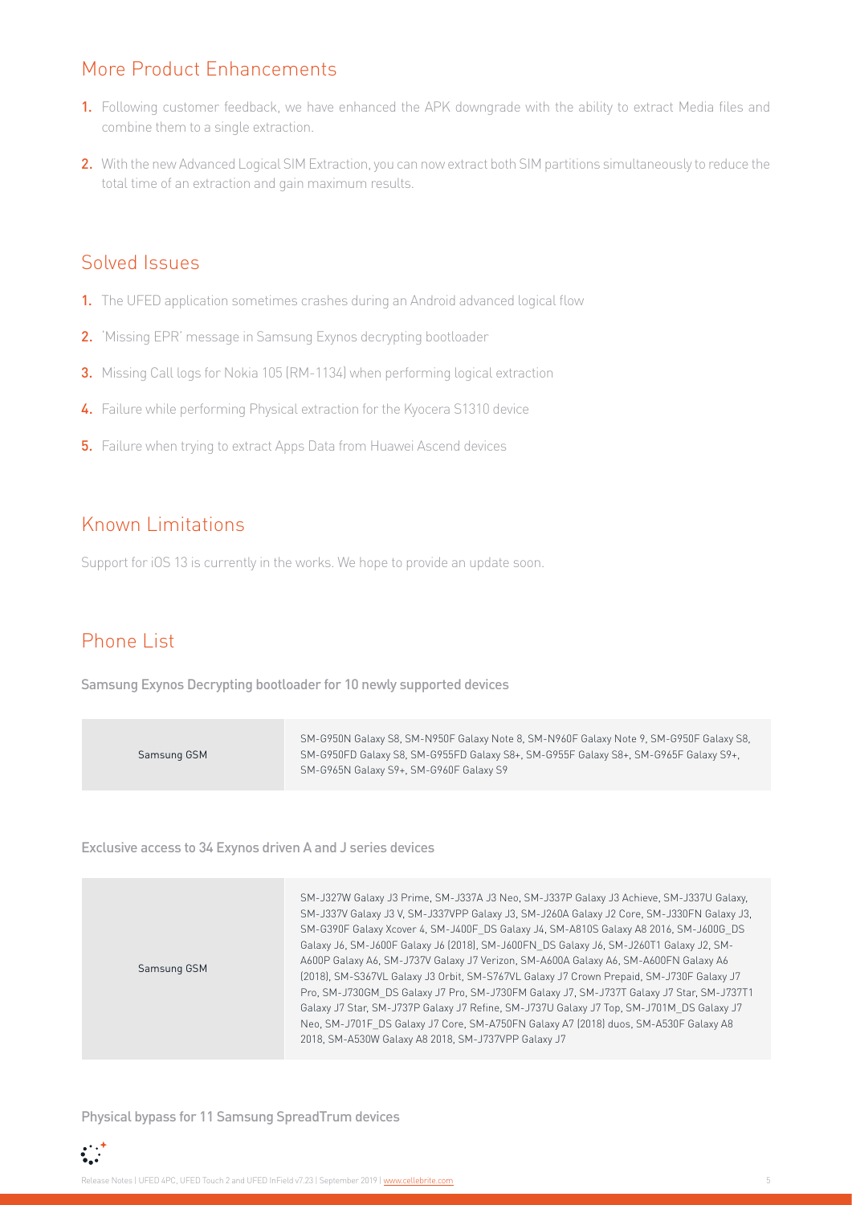## More Product Enhancements

1. Following customer feedback, we have enhanced the APK downgrade with the ability to extract Media files and combine them to a single extraction.
2. With the new Advanced Logical SIM Extraction, you can now extract both SIM partitions simultaneously to reduce the total time of an extraction and gain maximum results.

## Solved Issues

1. The UFED application sometimes crashes during an Android advanced logical flow
2. 'Missing EPR' message in Samsung Exynos decrypting bootloader
3. Missing Call logs for Nokia 105 (RM-1134) when performing logical extraction
4. Failure while performing Physical extraction for the Kyocera S1310 device
5. Failure when trying to extract Apps Data from Huawei Ascend devices

## Known Limitations

Support for iOS 13 is currently in the works. We hope to provide an update soon.

## Phone List

Samsung Exynos Decrypting bootloader for 10 newly supported devices

| | |
|---|---|
| Samsung GSM | SM-G950N Galaxy S8, SM-N950F Galaxy Note 8, SM-N960F Galaxy Note 9, SM-G950F Galaxy S8, SM-G950FD Galaxy S8, SM-G955FD Galaxy S8+, SM-G955F Galaxy S8+, SM-G965F Galaxy S9+, SM-G965N Galaxy S9+, SM-G960F Galaxy S9 |

Exclusive access to 34 Exynos driven A and J series devices

| | |
|---|---|
| Samsung GSM | SM-J327W Galaxy J3 Prime, SM-J337A J3 Neo, SM-J337P Galaxy J3 Achieve, SM-J337U Galaxy, SM-J337V Galaxy J3 V, SM-J337VPP Galaxy J3, SM-J260A Galaxy J2 Core, SM-J330FN Galaxy J3, SM-G390F Galaxy Xcover 4, SM-J400F_DS Galaxy J4, SM-A810S Galaxy A8 2016, SM-J600G_DS Galaxy J6, SM-J600F Galaxy J6 (2018), SM-J600FN_DS Galaxy J6, SM-J260T1 Galaxy J2, SM-A600P Galaxy A6, SM-J737V Galaxy J7 Verizon, SM-A600A Galaxy A6, SM-A600FN Galaxy A6 (2018), SM-S367VL Galaxy J3 Orbit, SM-S767VL Galaxy J7 Crown Prepaid, SM-J730F Galaxy J7 Pro, SM-J730GM_DS Galaxy J7 Pro, SM-J730FM Galaxy J7, SM-J737T Galaxy J7 Star, SM-J737T1 Galaxy J7 Star, SM-J737P Galaxy J7 Refine, SM-J737U Galaxy J7 Top, SM-J701M_DS Galaxy J7 Neo, SM-J701F_DS Galaxy J7 Core, SM-A750FN Galaxy A7 (2018) duos, SM-A530F Galaxy A8 2018, SM-A530W Galaxy A8 2018, SM-J737VPP Galaxy J7 |

Physical bypass for 11 Samsung SpreadTrum devices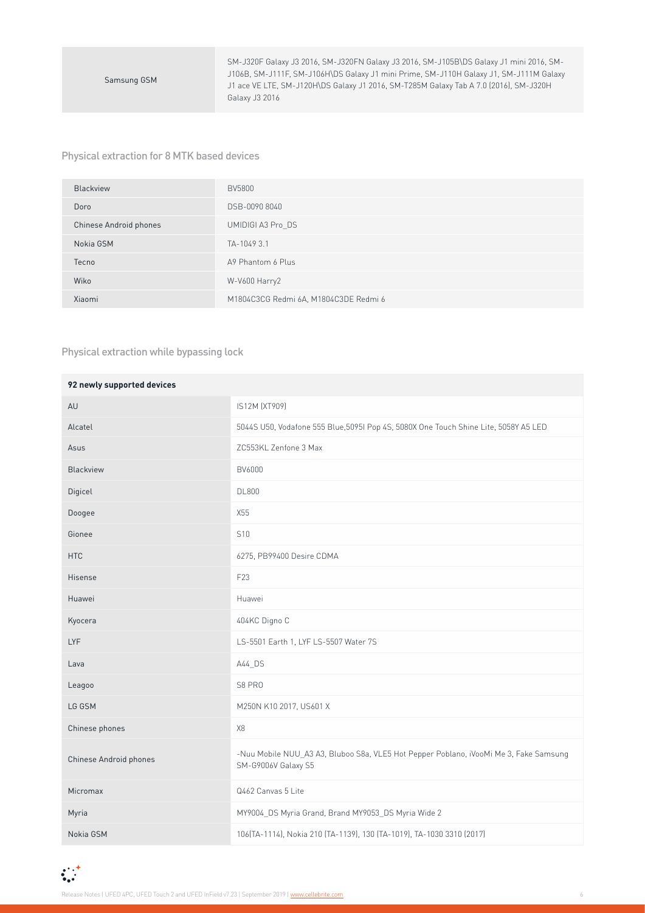| Samsung GSM | SM-J320F Galaxy J3 2016, SM-J320FN Galaxy J3 2016, SM-J105B\DS Galaxy J1 mini 2016, SM-J106B, SM-J111F, SM-J106H\DS Galaxy J1 mini Prime, SM-J110H Galaxy J1, SM-J111M Galaxy J1 ace VE LTE, SM-J120H\DS Galaxy J1 2016, SM-T285M Galaxy Tab A 7.0 (2016), SM-J320H Galaxy J3 2016 |
|---|---|

### Physical extraction for 8 MTK based devices

| Blackview | BV5800 |
|---|---|
| Doro | DSB-0090 8040 |
| Chinese Android phones | UMIDIGI A3 Pro_DS |
| Nokia GSM | TA-1049 3.1 |
| Tecno | A9 Phantom 6 Plus |
| Wiko | W-V600 Harry2 |
| Xiaomi | M1804C3CG Redmi 6A, M1804C3DE Redmi 6 |

### Physical extraction while bypassing lock

| **92 newly supported devices** | |
|---|---|
| AU | IS12M (XT909) |
| Alcatel | 5044S U50, Vodafone 555 Blue,5095I Pop 4S, 5080X One Touch Shine Lite, 5058Y A5 LED |
| Asus | ZC553KL Zenfone 3 Max |
| Blackview | BV6000 |
| Digicel | DL800 |
| Doogee | X55 |
| Gionee | S10 |
| HTC | 6275, PB99400 Desire CDMA |
| Hisense | F23 |
| Huawei | Huawei |
| Kyocera | 404KC Digno C |
| LYF | LS-5501 Earth 1, LYF LS-5507 Water 7S |
| Lava | A44_DS |
| Leagoo | S8 PRO |
| LG GSM | M250N K10 2017, US601 X |
| Chinese phones | X8 |
| Chinese Android phones | -Nuu Mobile NUU_A3 A3, Bluboo S8a, VLE5 Hot Pepper Poblano, iVooMi Me 3, Fake Samsung SM-G9006V Galaxy S5 |
| Micromax | Q462 Canvas 5 Lite |
| Myria | MY9004_DS Myria Grand, Brand MY9053_DS Myria Wide 2 |
| Nokia GSM | 106(TA-1114), Nokia 210 (TA-1139), 130 (TA-1019), TA-1030 3310 (2017) |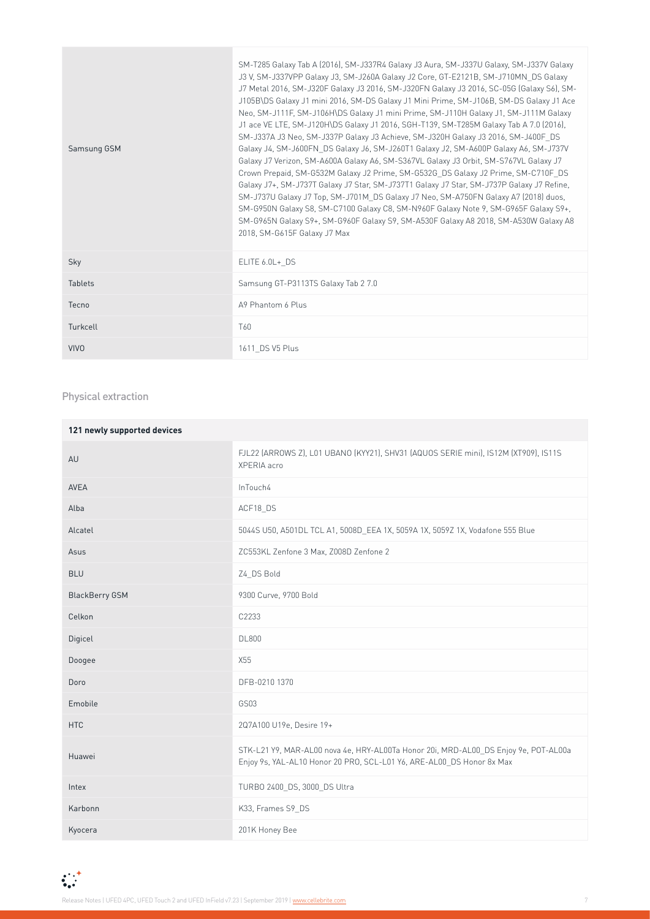| | |
|---|---|
| Samsung GSM | SM-T285 Galaxy Tab A (2016), SM-J337R4 Galaxy J3 Aura, SM-J337U Galaxy, SM-J337V Galaxy J3 V, SM-J337VPP Galaxy J3, SM-J260A Galaxy J2 Core, GT-E2121B, SM-J710MN_DS Galaxy J7 Metal 2016, SM-J320F Galaxy J3 2016, SM-J320FN Galaxy J3 2016, SC-05G (Galaxy S6), SM-J105B\DS Galaxy J1 mini 2016, SM-DS Galaxy J1 Mini Prime, SM-J106B, SM-DS Galaxy J1 Ace Neo, SM-J111F, SM-J106H\DS Galaxy J1 mini Prime, SM-J110H Galaxy J1, SM-J111M Galaxy J1 ace VE LTE, SM-J120H\DS Galaxy J1 2016, SGH-T139, SM-T285M Galaxy Tab A 7.0 (2016), SM-J337A J3 Neo, SM-J337P Galaxy J3 Achieve, SM-J320H Galaxy J3 2016, SM-J400F_DS Galaxy J4, SM-J600FN_DS Galaxy J6, SM-J260T1 Galaxy J2, SM-A600P Galaxy A6, SM-J737V Galaxy J7 Verizon, SM-A600A Galaxy A6, SM-S367VL Galaxy J3 Orbit, SM-S767VL Galaxy J7 Crown Prepaid, SM-G532M Galaxy J2 Prime, SM-G532G_DS Galaxy J2 Prime, SM-C710F_DS Galaxy J7+, SM-J737T Galaxy J7 Star, SM-J737T1 Galaxy J7 Star, SM-J737P Galaxy J7 Refine, SM-J737U Galaxy J7 Top, SM-J701M_DS Galaxy J7 Neo, SM-A750FN Galaxy A7 (2018) duos, SM-G950N Galaxy S8, SM-C7100 Galaxy C8, SM-N960F Galaxy Note 9, SM-G965F Galaxy S9+, SM-G965N Galaxy S9+, SM-G960F Galaxy S9, SM-A530F Galaxy A8 2018, SM-A530W Galaxy A8 2018, SM-G615F Galaxy J7 Max |
| Sky | ELITE 6.0L+_DS |
| Tablets | Samsung GT-P3113TS Galaxy Tab 2 7.0 |
| Tecno | A9 Phantom 6 Plus |
| Turkcell | T60 |
| VIVO | 1611_DS V5 Plus |

## Physical extraction

| 121 newly supported devices | |
|---|---|
| AU | FJL22 (ARROWS Z), L01 UBANO (KYY21), SHV31 (AQUOS SERIE mini), IS12M (XT909), IS11S XPERIA acro |
| AVEA | InTouch4 |
| Alba | ACF18_DS |
| Alcatel | 5044S U50, A501DL TCL A1, 5008D_EEA 1X, 5059A 1X, 5059Z 1X, Vodafone 555 Blue |
| Asus | ZC553KL Zenfone 3 Max, Z008D Zenfone 2 |
| BLU | Z4_DS Bold |
| BlackBerry GSM | 9300 Curve, 9700 Bold |
| Celkon | C2233 |
| Digicel | DL800 |
| Doogee | X55 |
| Doro | DFB-0210 1370 |
| Emobile | GS03 |
| HTC | 2Q7A100 U19e, Desire 19+ |
| Huawei | STK-L21 Y9, MAR-AL00 nova 4e, HRY-AL00Ta Honor 20i, MRD-AL00_DS Enjoy 9e, POT-AL00a Enjoy 9s, YAL-AL10 Honor 20 PRO, SCL-L01 Y6, ARE-AL00_DS Honor 8x Max |
| Intex | TURBO 2400_DS, 3000_DS Ultra |
| Karbonn | K33, Frames S9_DS |
| Kyocera | 201K Honey Bee |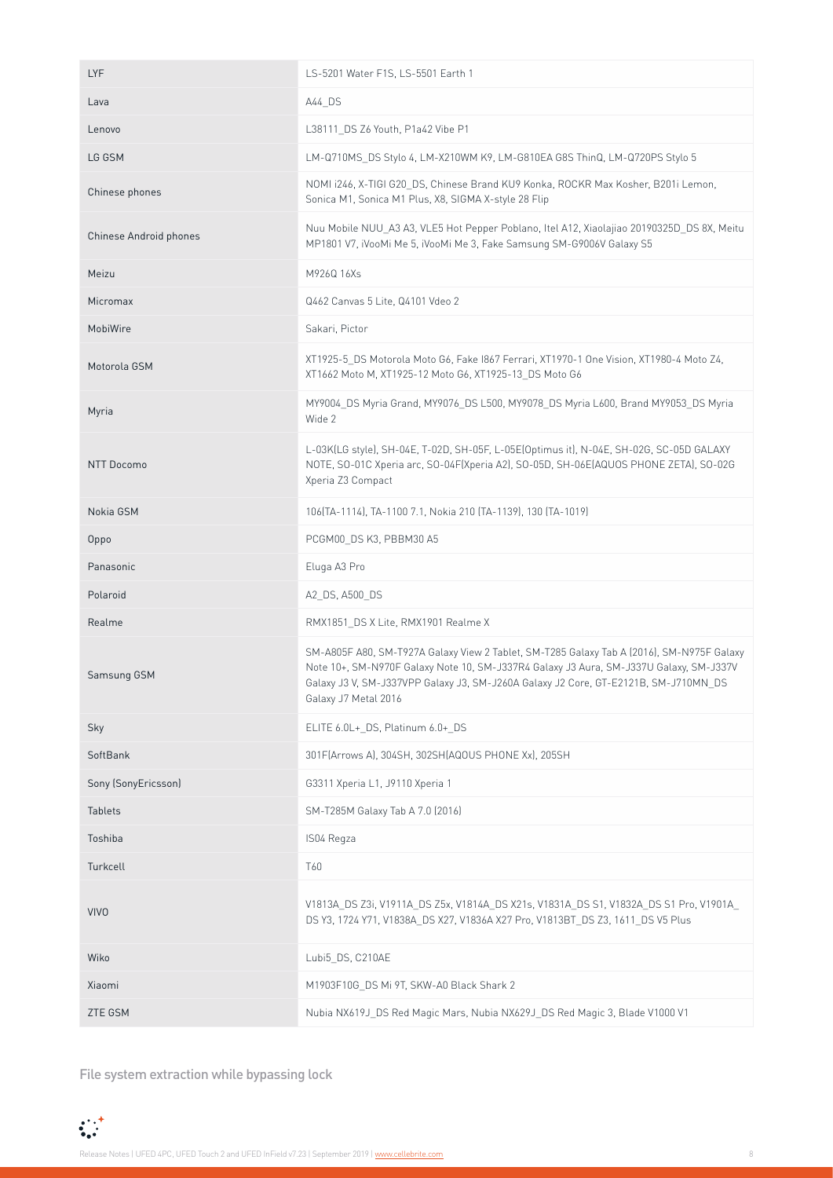| | |
|---|---|
| LYF | LS-5201 Water F1S, LS-5501 Earth 1 |
| Lava | A44_DS |
| Lenovo | L38111_DS Z6 Youth, P1a42 Vibe P1 |
| LG GSM | LM-Q710MS_DS Stylo 4, LM-X210WM K9, LM-G810EA G8S ThinQ, LM-Q720PS Stylo 5 |
| Chinese phones | NOMI i246, X-TIGI G20_DS, Chinese Brand KU9 Konka, ROCKR Max Kosher, B201i Lemon, Sonica M1, Sonica M1 Plus, X8, SIGMA X-style 28 Flip |
| Chinese Android phones | Nuu Mobile NUU_A3 A3, VLE5 Hot Pepper Poblano, Itel A12, Xiaolajiao 20190325D_DS 8X, Meitu MP1801 V7, iVooMi Me 5, iVooMi Me 3, Fake Samsung SM-G9006V Galaxy S5 |
| Meizu | M926Q 16Xs |
| Micromax | Q462 Canvas 5 Lite, Q4101 Vdeo 2 |
| MobiWire | Sakari, Pictor |
| Motorola GSM | XT1925-5_DS Motorola Moto G6, Fake I867 Ferrari, XT1970-1 One Vision, XT1980-4 Moto Z4, XT1662 Moto M, XT1925-12 Moto G6, XT1925-13_DS Moto G6 |
| Myria | MY9004_DS Myria Grand, MY9076_DS L500, MY9078_DS Myria L600, Brand MY9053_DS Myria Wide 2 |
| NTT Docomo | L-03K(LG style), SH-04E, T-02D, SH-05F, L-05E(Optimus it), N-04E, SH-02G, SC-05D GALAXY NOTE, SO-01C Xperia arc, SO-04F(Xperia A2), SO-05D, SH-06E(AQUOS PHONE ZETA), SO-02G Xperia Z3 Compact |
| Nokia GSM | 106(TA-1114), TA-1100 7.1, Nokia 210 (TA-1139), 130 (TA-1019) |
| Oppo | PCGM00_DS K3, PBBM30 A5 |
| Panasonic | Eluga A3 Pro |
| Polaroid | A2_DS, A500_DS |
| Realme | RMX1851_DS X Lite, RMX1901 Realme X |
| Samsung GSM | SM-A805F A80, SM-T927A Galaxy View 2 Tablet, SM-T285 Galaxy Tab A (2016), SM-N975F Galaxy Note 10+, SM-N970F Galaxy Note 10, SM-J337R4 Galaxy J3 Aura, SM-J337U Galaxy, SM-J337V Galaxy J3 V, SM-J337VPP Galaxy J3, SM-J260A Galaxy J2 Core, GT-E2121B, SM-J710MN_DS Galaxy J7 Metal 2016 |
| Sky | ELITE 6.0L+_DS, Platinum 6.0+_DS |
| SoftBank | 301F(Arrows A), 304SH, 302SH(AQOUS PHONE Xx), 205SH |
| Sony (SonyEricsson) | G3311 Xperia L1, J9110 Xperia 1 |
| Tablets | SM-T285M Galaxy Tab A 7.0 (2016) |
| Toshiba | IS04 Regza |
| Turkcell | T60 |
| VIVO | V1813A_DS Z3i, V1911A_DS Z5x, V1814A_DS X21s, V1831A_DS S1, V1832A_DS S1 Pro, V1901A_DS Y3, 1724 Y71, V1838A_DS X27, V1836A X27 Pro, V1813BT_DS Z3, 1611_DS V5 Plus |
| Wiko | Lubi5_DS, C210AE |
| Xiaomi | M1903F10G_DS Mi 9T, SKW-A0 Black Shark 2 |
| ZTE GSM | Nubia NX619J_DS Red Magic Mars, Nubia NX629J_DS Red Magic 3, Blade V1000 V1 |

## File system extraction while bypassing lock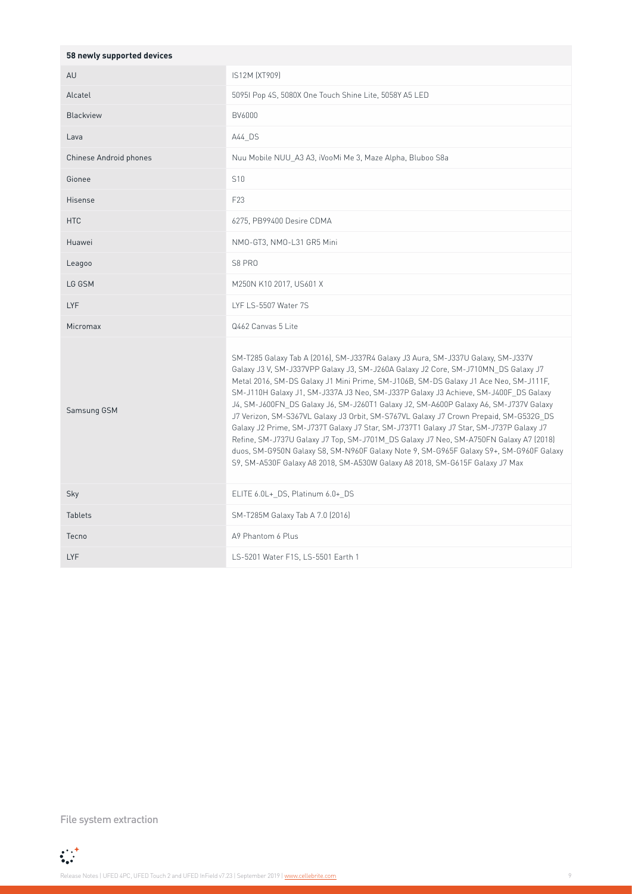| 58 newly supported devices | |
|---|---|
| AU | IS12M (XT909) |
| Alcatel | 5095I Pop 4S, 5080X One Touch Shine Lite, 5058Y A5 LED |
| Blackview | BV6000 |
| Lava | A44_DS |
| Chinese Android phones | Nuu Mobile NUU_A3 A3, iVooMi Me 3, Maze Alpha, Bluboo S8a |
| Gionee | S10 |
| Hisense | F23 |
| HTC | 6275, PB99400 Desire CDMA |
| Huawei | NMO-GT3, NMO-L31 GR5 Mini |
| Leagoo | S8 PRO |
| LG GSM | M250N K10 2017, US601 X |
| LYF | LYF LS-5507 Water 7S |
| Micromax | Q462 Canvas 5 Lite |
| Samsung GSM | SM-T285 Galaxy Tab A (2016), SM-J337R4 Galaxy J3 Aura, SM-J337U Galaxy, SM-J337V Galaxy J3 V, SM-J337VPP Galaxy J3, SM-J260A Galaxy J2 Core, SM-J710MN_DS Galaxy J7 Metal 2016, SM-DS Galaxy J1 Mini Prime, SM-J106B, SM-DS Galaxy J1 Ace Neo, SM-J111F, SM-J110H Galaxy J1, SM-J337A J3 Neo, SM-J337P Galaxy J3 Achieve, SM-J400F_DS Galaxy J4, SM-J600FN_DS Galaxy J6, SM-J260T1 Galaxy J2, SM-A600P Galaxy A6, SM-J737V Galaxy J7 Verizon, SM-S367VL Galaxy J3 Orbit, SM-S767VL Galaxy J7 Crown Prepaid, SM-G532G_DS Galaxy J2 Prime, SM-J737T Galaxy J7 Star, SM-J737T1 Galaxy J7 Star, SM-J737P Galaxy J7 Refine, SM-J737U Galaxy J7 Top, SM-J701M_DS Galaxy J7 Neo, SM-A750FN Galaxy A7 (2018) duos, SM-G950N Galaxy S8, SM-N960F Galaxy Note 9, SM-G965F Galaxy S9+, SM-G960F Galaxy S9, SM-A530F Galaxy A8 2018, SM-A530W Galaxy A8 2018, SM-G615F Galaxy J7 Max |
| Sky | ELITE 6.0L+_DS, Platinum 6.0+_DS |
| Tablets | SM-T285M Galaxy Tab A 7.0 (2016) |
| Tecno | A9 Phantom 6 Plus |
| LYF | LS-5201 Water F1S, LS-5501 Earth 1 |

## File system extraction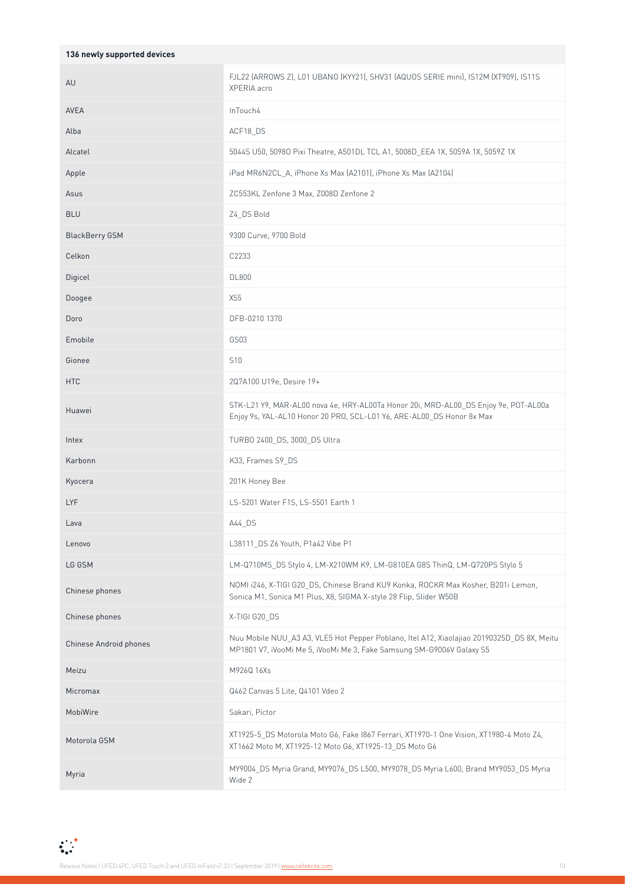| 136 newly supported devices | |
|---|---|
| AU | FJL22 (ARROWS Z), L01 UBANO (KYY21), SHV31 (AQUOS SERIE mini), IS12M (XT909), IS11S XPERIA acro |
| AVEA | InTouch4 |
| Alba | ACF18_DS |
| Alcatel | 5044S U50, 5098O Pixi Theatre, A501DL TCL A1, 5008D_EEA 1X, 5059A 1X, 5059Z 1X |
| Apple | iPad MR6N2CL_A, iPhone Xs Max (A2101), iPhone Xs Max (A2104) |
| Asus | ZC553KL Zenfone 3 Max, Z008D Zenfone 2 |
| BLU | Z4_DS Bold |
| BlackBerry GSM | 9300 Curve, 9700 Bold |
| Celkon | C2233 |
| Digicel | DL800 |
| Doogee | X55 |
| Doro | DFB-0210 1370 |
| Emobile | GS03 |
| Gionee | S10 |
| HTC | 2Q7A100 U19e, Desire 19+ |
| Huawei | STK-L21 Y9, MAR-AL00 nova 4e, HRY-AL00Ta Honor 20i, MRD-AL00_DS Enjoy 9e, POT-AL00a Enjoy 9s, YAL-AL10 Honor 20 PRO, SCL-L01 Y6, ARE-AL00_DS Honor 8x Max |
| Intex | TURBO 2400_DS, 3000_DS Ultra |
| Karbonn | K33, Frames S9_DS |
| Kyocera | 201K Honey Bee |
| LYF | LS-5201 Water F1S, LS-5501 Earth 1 |
| Lava | A44_DS |
| Lenovo | L38111_DS Z6 Youth, P1a42 Vibe P1 |
| LG GSM | LM-Q710MS_DS Stylo 4, LM-X210WM K9, LM-G810EA G8S ThinQ, LM-Q720PS Stylo 5 |
| Chinese phones | NOMI i246, X-TIGI G20_DS, Chinese Brand KU9 Konka, ROCKR Max Kosher, B201i Lemon, Sonica M1, Sonica M1 Plus, X8, SIGMA X-style 28 Flip, Slider W50B |
| Chinese phones | X-TIGI G20_DS |
| Chinese Android phones | Nuu Mobile NUU_A3 A3, VLE5 Hot Pepper Poblano, Itel A12, Xiaolajiao 20190325D_DS 8X, Meitu MP1801 V7, iVooMi Me 5, iVooMi Me 3, Fake Samsung SM-G9006V Galaxy S5 |
| Meizu | M926Q 16Xs |
| Micromax | Q462 Canvas 5 Lite, Q4101 Vdeo 2 |
| MobiWire | Sakari, Pictor |
| Motorola GSM | XT1925-5_DS Motorola Moto G6, Fake I867 Ferrari, XT1970-1 One Vision, XT1980-4 Moto Z4, XT1662 Moto M, XT1925-12 Moto G6, XT1925-13_DS Moto G6 |
| Myria | MY9004_DS Myria Grand, MY9076_DS L500, MY9078_DS Myria L600, Brand MY9053_DS Myria Wide 2 |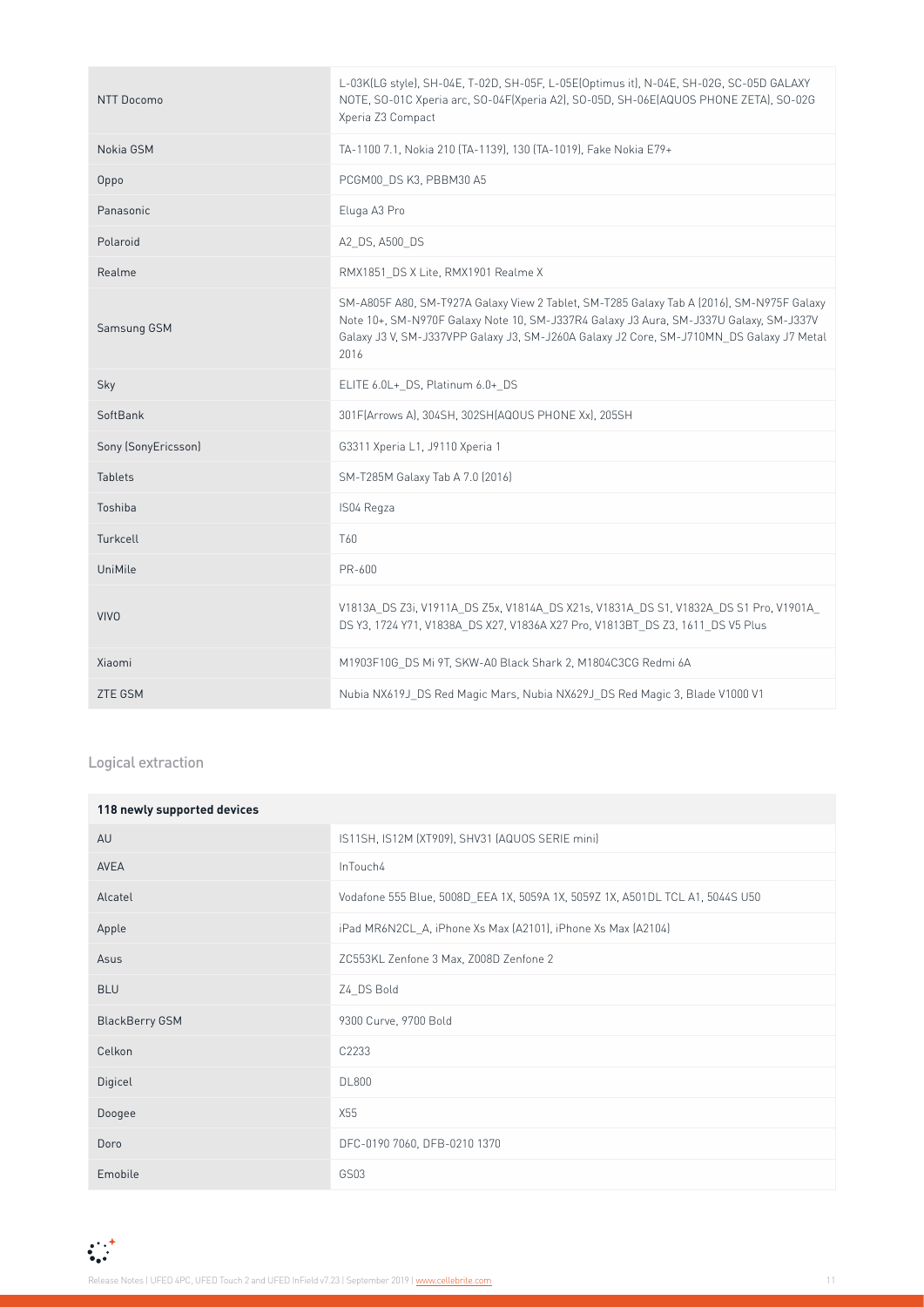| | |
|---|---|
| NTT Docomo | L-03K(LG style), SH-04E, T-02D, SH-05F, L-05E(Optimus it), N-04E, SH-02G, SC-05D GALAXY NOTE, SO-01C Xperia arc, SO-04F(Xperia A2), SO-05D, SH-06E(AQUOS PHONE ZETA), SO-02G Xperia Z3 Compact |
| Nokia GSM | TA-1100 7.1, Nokia 210 (TA-1139), 130 (TA-1019), Fake Nokia E79+ |
| Oppo | PCGM00_DS K3, PBBM30 A5 |
| Panasonic | Eluga A3 Pro |
| Polaroid | A2_DS, A500_DS |
| Realme | RMX1851_DS X Lite, RMX1901 Realme X |
| Samsung GSM | SM-A805F A80, SM-T927A Galaxy View 2 Tablet, SM-T285 Galaxy Tab A (2016), SM-N975F Galaxy Note 10+, SM-N970F Galaxy Note 10, SM-J337R4 Galaxy J3 Aura, SM-J337U Galaxy, SM-J337V Galaxy J3 V, SM-J337VPP Galaxy J3, SM-J260A Galaxy J2 Core, SM-J710MN_DS Galaxy J7 Metal 2016 |
| Sky | ELITE 6.0L+_DS, Platinum 6.0+_DS |
| SoftBank | 301F(Arrows A), 304SH, 302SH(AQOUS PHONE Xx), 205SH |
| Sony (SonyEricsson) | G3311 Xperia L1, J9110 Xperia 1 |
| Tablets | SM-T285M Galaxy Tab A 7.0 (2016) |
| Toshiba | IS04 Regza |
| Turkcell | T60 |
| UniMile | PR-600 |
| VIVO | V1813A_DS Z3i, V1911A_DS Z5x, V1814A_DS X21s, V1831A_DS S1, V1832A_DS S1 Pro, V1901A_DS Y3, 1724 Y71, V1838A_DS X27, V1836A X27 Pro, V1813BT_DS Z3, 1611_DS V5 Plus |
| Xiaomi | M1903F10G_DS Mi 9T, SKW-A0 Black Shark 2, M1804C3CG Redmi 6A |
| ZTE GSM | Nubia NX619J_DS Red Magic Mars, Nubia NX629J_DS Red Magic 3, Blade V1000 V1 |

## Logical extraction

| 118 newly supported devices | |
|---|---|
| AU | IS11SH, IS12M (XT909), SHV31 (AQUOS SERIE mini) |
| AVEA | InTouch4 |
| Alcatel | Vodafone 555 Blue, 5008D_EEA 1X, 5059A 1X, 5059Z 1X, A501DL TCL A1, 5044S U50 |
| Apple | iPad MR6N2CL_A, iPhone Xs Max (A2101), iPhone Xs Max (A2104) |
| Asus | ZC553KL Zenfone 3 Max, Z008D Zenfone 2 |
| BLU | Z4_DS Bold |
| BlackBerry GSM | 9300 Curve, 9700 Bold |
| Celkon | C2233 |
| Digicel | DL800 |
| Doogee | X55 |
| Doro | DFC-0190 7060, DFB-0210 1370 |
| Emobile | GS03 |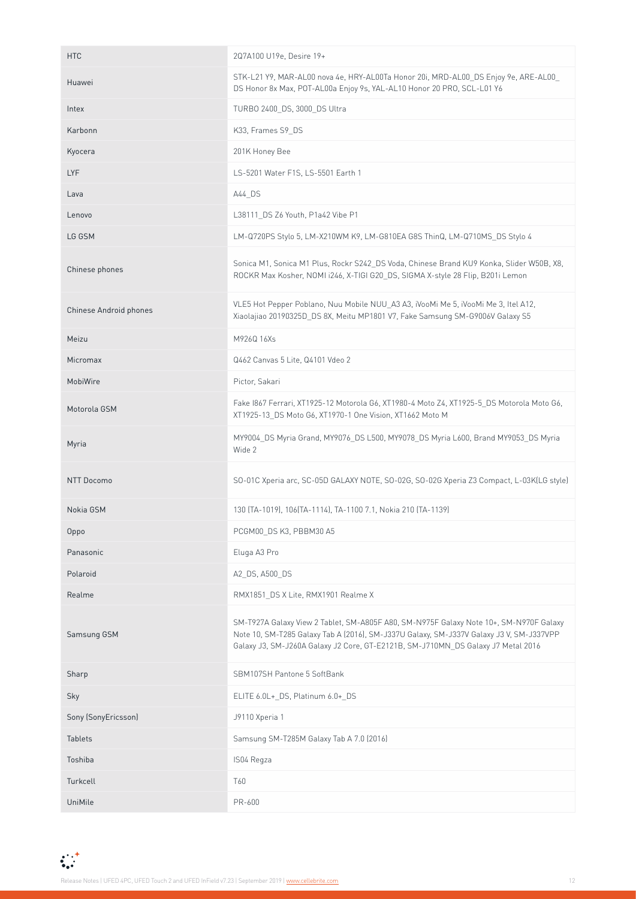| HTC | 2Q7A100 U19e, Desire 19+ |
|---|---|
| Huawei | STK-L21 Y9, MAR-AL00 nova 4e, HRY-AL00Ta Honor 20i, MRD-AL00_DS Enjoy 9e, ARE-AL00_DS Honor 8x Max, POT-AL00a Enjoy 9s, YAL-AL10 Honor 20 PRO, SCL-L01 Y6 |
| Intex | TURBO 2400_DS, 3000_DS Ultra |
| Karbonn | K33, Frames S9_DS |
| Kyocera | 201K Honey Bee |
| LYF | LS-5201 Water F1S, LS-5501 Earth 1 |
| Lava | A44_DS |
| Lenovo | L38111_DS Z6 Youth, P1a42 Vibe P1 |
| LG GSM | LM-Q720PS Stylo 5, LM-X210WM K9, LM-G810EA G8S ThinQ, LM-Q710MS_DS Stylo 4 |
| Chinese phones | Sonica M1, Sonica M1 Plus, Rockr S242_DS Voda, Chinese Brand KU9 Konka, Slider W50B, X8, ROCKR Max Kosher, NOMI i246, X-TIGI G20_DS, SIGMA X-style 28 Flip, B201i Lemon |
| Chinese Android phones | VLE5 Hot Pepper Poblano, Nuu Mobile NUU_A3 A3, iVooMi Me 5, iVooMi Me 3, Itel A12, Xiaolajiao 20190325D_DS 8X, Meitu MP1801 V7, Fake Samsung SM-G9006V Galaxy S5 |
| Meizu | M926Q 16Xs |
| Micromax | Q462 Canvas 5 Lite, Q4101 Vdeo 2 |
| MobiWire | Pictor, Sakari |
| Motorola GSM | Fake I867 Ferrari, XT1925-12 Motorola G6, XT1980-4 Moto Z4, XT1925-5_DS Motorola Moto G6, XT1925-13_DS Moto G6, XT1970-1 One Vision, XT1662 Moto M |
| Myria | MY9004_DS Myria Grand, MY9076_DS L500, MY9078_DS Myria L600, Brand MY9053_DS Myria Wide 2 |
| NTT Docomo | SO-01C Xperia arc, SC-05D GALAXY NOTE, SO-02G, SO-02G Xperia Z3 Compact, L-03K(LG style) |
| Nokia GSM | 130 (TA-1019), 106(TA-1114), TA-1100 7.1, Nokia 210 (TA-1139) |
| Oppo | PCGM00_DS K3, PBBM30 A5 |
| Panasonic | Eluga A3 Pro |
| Polaroid | A2_DS, A500_DS |
| Realme | RMX1851_DS X Lite, RMX1901 Realme X |
| Samsung GSM | SM-T927A Galaxy View 2 Tablet, SM-A805F A80, SM-N975F Galaxy Note 10+, SM-N970F Galaxy Note 10, SM-T285 Galaxy Tab A (2016), SM-J337U Galaxy, SM-J337V Galaxy J3 V, SM-J337VPP Galaxy J3, SM-J260A Galaxy J2 Core, GT-E2121B, SM-J710MN_DS Galaxy J7 Metal 2016 |
| Sharp | SBM107SH Pantone 5 SoftBank |
| Sky | ELITE 6.0L+_DS, Platinum 6.0+_DS |
| Sony (SonyEricsson) | J9110 Xperia 1 |
| Tablets | Samsung SM-T285M Galaxy Tab A 7.0 (2016) |
| Toshiba | IS04 Regza |
| Turkcell | T60 |
| UniMile | PR-600 |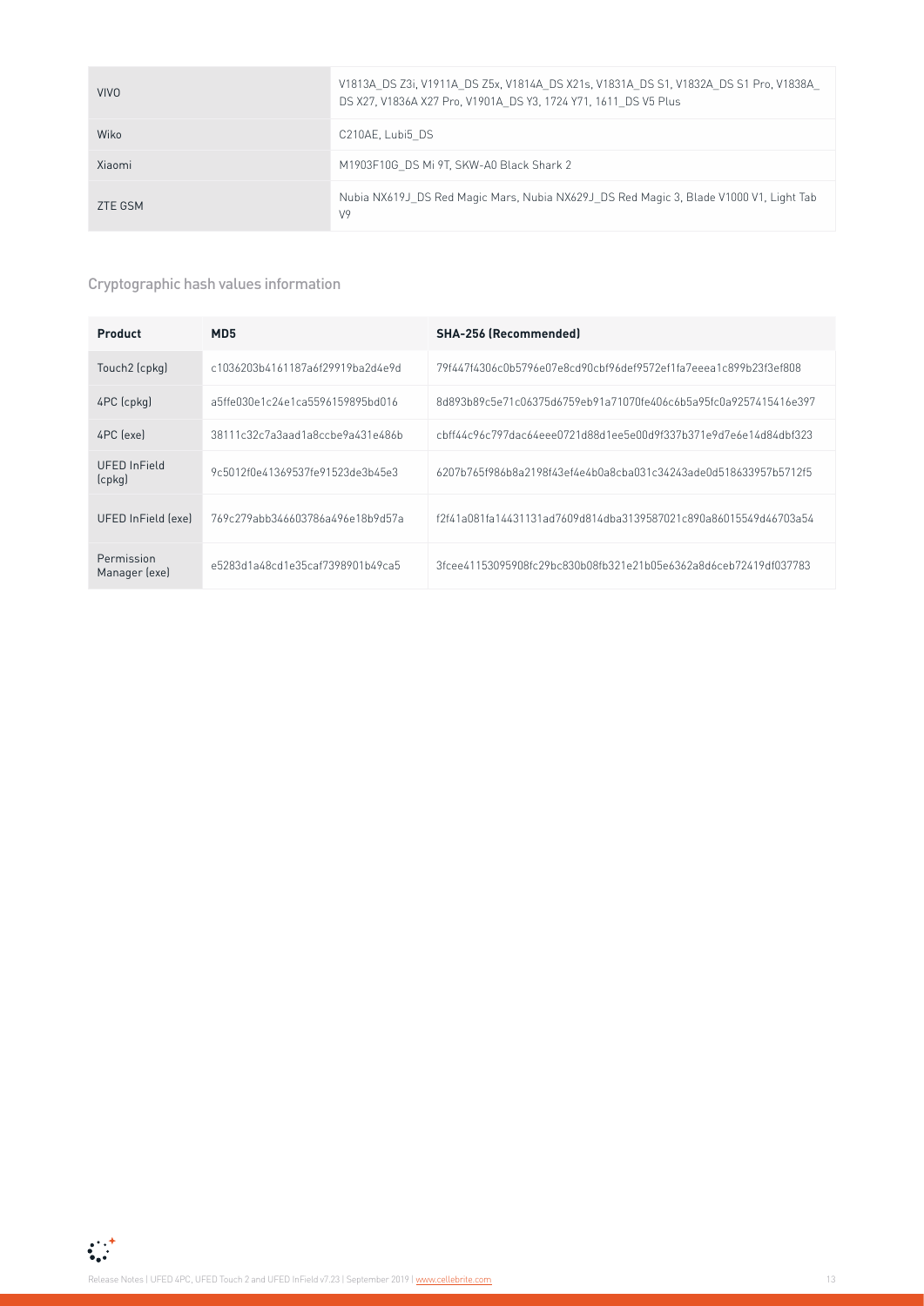| | |
|---|---|
| VIVO | V1813A_DS Z3i, V1911A_DS Z5x, V1814A_DS X21s, V1831A_DS S1, V1832A_DS S1 Pro, V1838A_DS X27, V1836A X27 Pro, V1901A_DS Y3, 1724 Y71, 1611_DS V5 Plus |
| Wiko | C210AE, Lubi5_DS |
| Xiaomi | M1903F10G_DS Mi 9T, SKW-A0 Black Shark 2 |
| ZTE GSM | Nubia NX619J_DS Red Magic Mars, Nubia NX629J_DS Red Magic 3, Blade V1000 V1, Light Tab V9 |

## Cryptographic hash values information

| Product | MD5 | SHA-256 (Recommended) |
|---|---|---|
| Touch2 (cpkg) | c1036203b4161187a6f29919ba2d4e9d | 79f447f4306c0b5796e07e8cd90cbf96def9572ef1fa7eeea1c899b23f3ef808 |
| 4PC (cpkg) | a5ffe030e1c24e1ca5596159895bd016 | 8d893b89c5e71c06375d6759eb91a71070fe406c6b5a95fc0a9257415416e397 |
| 4PC (exe) | 38111c32c7a3aad1a8ccbe9a431e486b | cbff44c96c797dac64eee0721d88d1ee5e00d9f337b371e9d7e6e14d84dbf323 |
| UFED InField (cpkg) | 9c5012f0e41369537fe91523de3b45e3 | 6207b765f986b8a2198f43ef4e4b0a8cba031c34243ade0d518633957b5712f5 |
| UFED InField (exe) | 769c279abb346603786a496e18b9d57a | f2f41a081fa14431131ad7609d814dba3139587021c890a86015549d46703a54 |
| Permission Manager (exe) | e5283d1a48cd1e35caf7398901b49ca5 | 3fcee41153095908fc29bc830b08fb321e21b05e6362a8d6ceb72419df037783 |